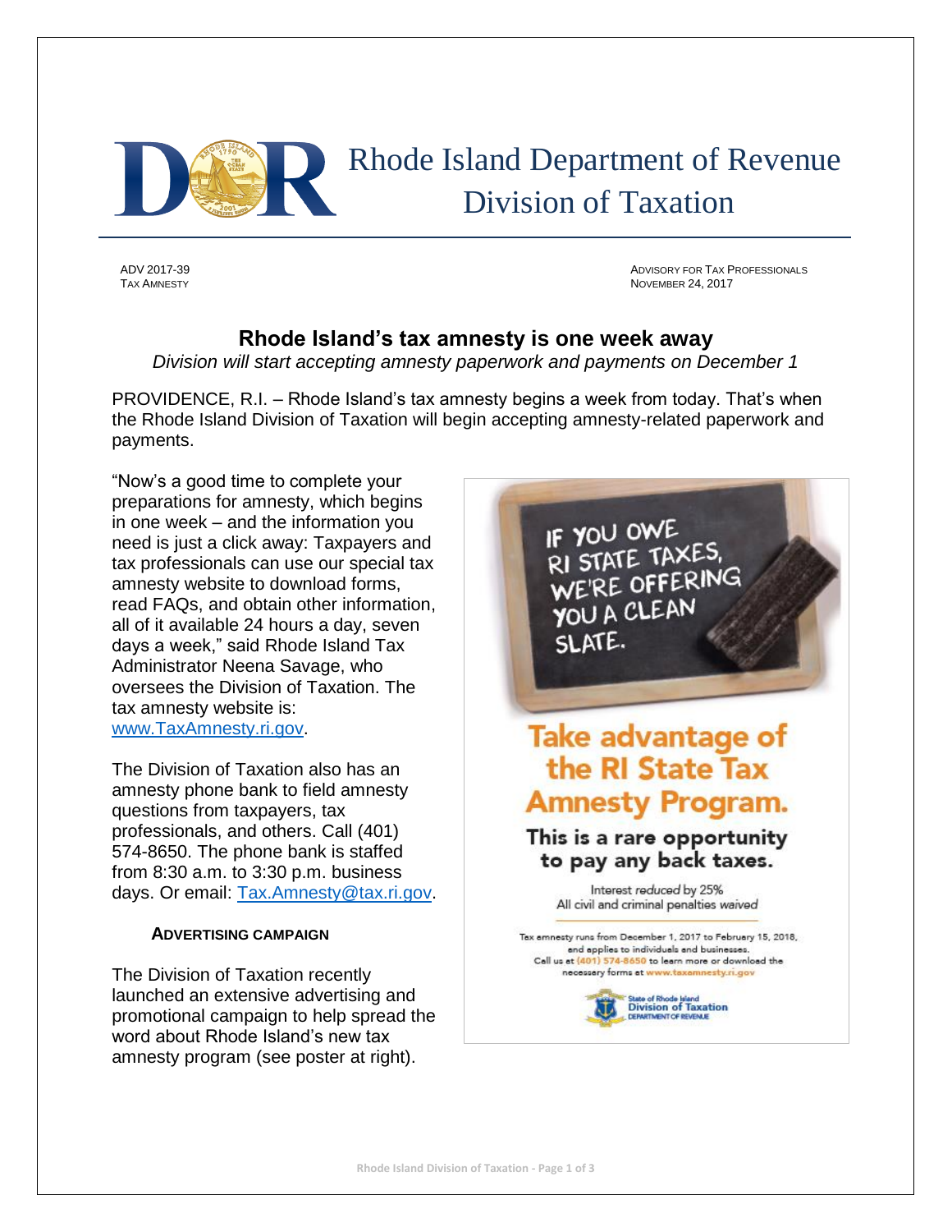# Rhode Island Department of Revenue
## Division of Taxation

ADV 2017-39
TAX AMNESTY

ADVISORY FOR TAX PROFESSIONALS
NOVEMBER 24, 2017

## Rhode Island's tax amnesty is one week away

*Division will start accepting amnesty paperwork and payments on December 1*

PROVIDENCE, R.I. – Rhode Island's tax amnesty begins a week from today. That's when the Rhode Island Division of Taxation will begin accepting amnesty-related paperwork and payments.

"Now's a good time to complete your preparations for amnesty, which begins in one week – and the information you need is just a click away: Taxpayers and tax professionals can use our special tax amnesty website to download forms, read FAQs, and obtain other information, all of it available 24 hours a day, seven days a week," said Rhode Island Tax Administrator Neena Savage, who oversees the Division of Taxation. The tax amnesty website is: www.TaxAmnesty.ri.gov.

The Division of Taxation also has an amnesty phone bank to field amnesty questions from taxpayers, tax professionals, and others. Call (401) 574-8650. The phone bank is staffed from 8:30 a.m. to 3:30 p.m. business days. Or email: Tax.Amnesty@tax.ri.gov.

### ADVERTISING CAMPAIGN

The Division of Taxation recently launched an extensive advertising and promotional campaign to help spread the word about Rhode Island's new tax amnesty program (see poster at right).

IF YOU OWE RI STATE TAXES, WE'RE OFFERING YOU A CLEAN SLATE.

**Take advantage of the RI State Tax Amnesty Program.**

**This is a rare opportunity to pay any back taxes.**

Interest *reduced* by 25%
All civil and criminal penalties *waived*

Tax amnesty runs from December 1, 2017 to February 15, 2018, and applies to individuals and businesses. Call us at (401) 574-8650 to learn more or download the necessary forms at www.taxamnesty.ri.gov

State of Rhode Island
Division of Taxation
DEPARTMENT OF REVENUE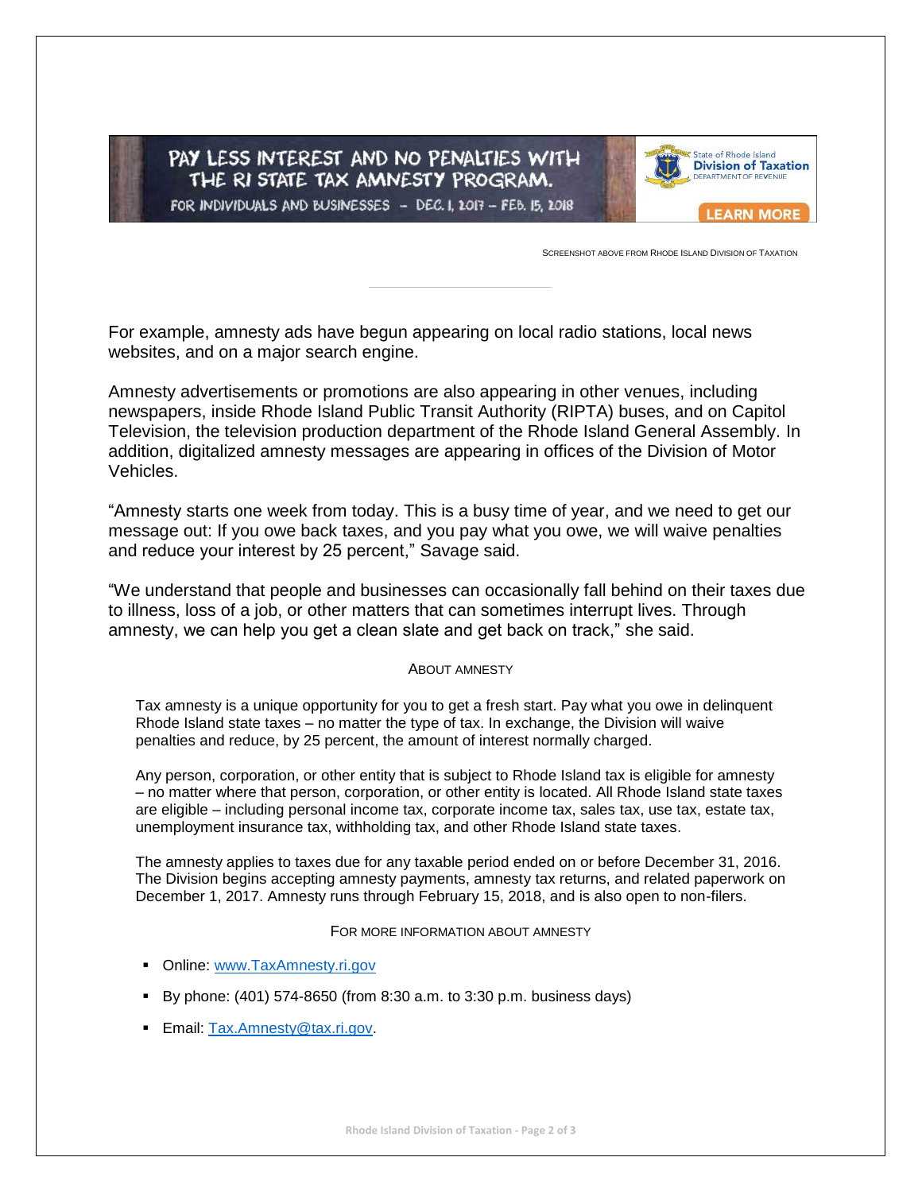PAY LESS INTEREST AND NO PENALTIES WITH THE RI STATE TAX AMNESTY PROGRAM.

FOR INDIVIDUALS AND BUSINESSES - DEC. 1, 2017 – FEB. 15, 2018

State of Rhode Island Division of Taxation DEPARTMENT OF REVENUE

LEARN MORE

SCREENSHOT ABOVE FROM RHODE ISLAND DIVISION OF TAXATION

For example, amnesty ads have begun appearing on local radio stations, local news websites, and on a major search engine.

Amnesty advertisements or promotions are also appearing in other venues, including newspapers, inside Rhode Island Public Transit Authority (RIPTA) buses, and on Capitol Television, the television production department of the Rhode Island General Assembly. In addition, digitalized amnesty messages are appearing in offices of the Division of Motor Vehicles.

"Amnesty starts one week from today. This is a busy time of year, and we need to get our message out: If you owe back taxes, and you pay what you owe, we will waive penalties and reduce your interest by 25 percent," Savage said.

"We understand that people and businesses can occasionally fall behind on their taxes due to illness, loss of a job, or other matters that can sometimes interrupt lives. Through amnesty, we can help you get a clean slate and get back on track," she said.

## ABOUT AMNESTY

Tax amnesty is a unique opportunity for you to get a fresh start. Pay what you owe in delinquent Rhode Island state taxes – no matter the type of tax. In exchange, the Division will waive penalties and reduce, by 25 percent, the amount of interest normally charged.

Any person, corporation, or other entity that is subject to Rhode Island tax is eligible for amnesty – no matter where that person, corporation, or other entity is located. All Rhode Island state taxes are eligible – including personal income tax, corporate income tax, sales tax, use tax, estate tax, unemployment insurance tax, withholding tax, and other Rhode Island state taxes.

The amnesty applies to taxes due for any taxable period ended on or before December 31, 2016. The Division begins accepting amnesty payments, amnesty tax returns, and related paperwork on December 1, 2017. Amnesty runs through February 15, 2018, and is also open to non-filers.

## FOR MORE INFORMATION ABOUT AMNESTY

- Online: [www.TaxAmnesty.ri.gov](http://www.TaxAmnesty.ri.gov)
- By phone: (401) 574-8650 (from 8:30 a.m. to 3:30 p.m. business days)
- Email: [Tax.Amnesty@tax.ri.gov](mailto:Tax.Amnesty@tax.ri.gov).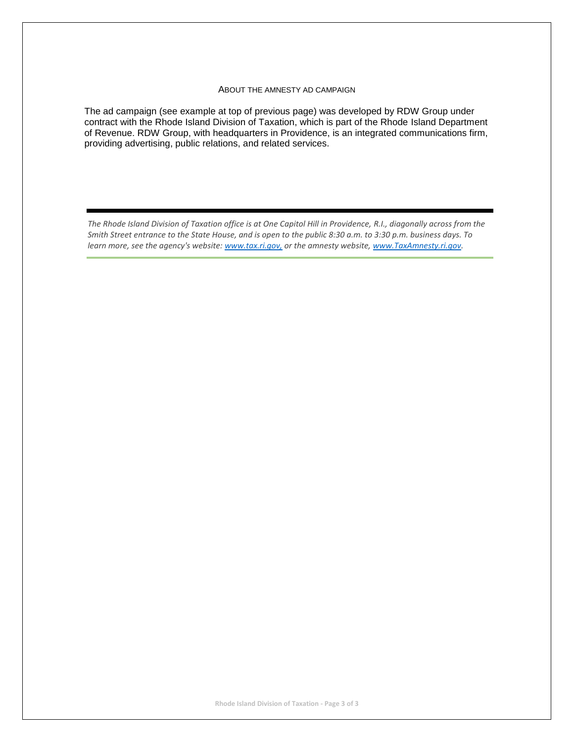## ABOUT THE AMNESTY AD CAMPAIGN

The ad campaign (see example at top of previous page) was developed by RDW Group under contract with the Rhode Island Division of Taxation, which is part of the Rhode Island Department of Revenue. RDW Group, with headquarters in Providence, is an integrated communications firm, providing advertising, public relations, and related services.

---

*The Rhode Island Division of Taxation office is at One Capitol Hill in Providence, R.I., diagonally across from the Smith Street entrance to the State House, and is open to the public 8:30 a.m. to 3:30 p.m. business days. To learn more, see the agency's website: [www.tax.ri.gov,](www.tax.ri.gov) or the amnesty website, [www.TaxAmnesty.ri.gov](www.TaxAmnesty.ri.gov).*